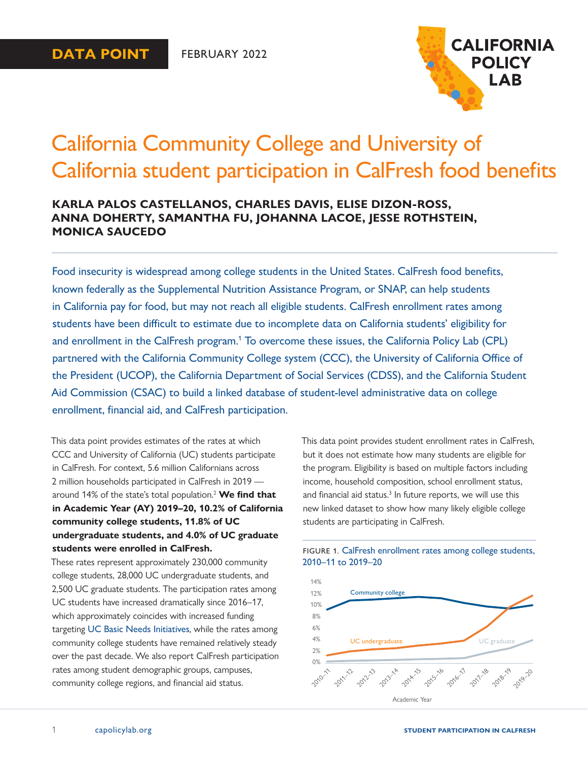DATA POINT

FEBRUARY 2022

CALIFORNIA POLICY LAB

# California Community College and University of California student participation in CalFresh food benefits

**KARLA PALOS CASTELLANOS, CHARLES DAVIS, ELISE DIZON-ROSS, ANNA DOHERTY, SAMANTHA FU, JOHANNA LACOE, JESSE ROTHSTEIN, MONICA SAUCEDO**

Food insecurity is widespread among college students in the United States. CalFresh food benefits, known federally as the Supplemental Nutrition Assistance Program, or SNAP, can help students in California pay for food, but may not reach all eligible students. CalFresh enrollment rates among students have been difficult to estimate due to incomplete data on California students' eligibility for and enrollment in the CalFresh program.[1] To overcome these issues, the California Policy Lab (CPL) partnered with the California Community College system (CCC), the University of California Office of the President (UCOP), the California Department of Social Services (CDSS), and the California Student Aid Commission (CSAC) to build a linked database of student-level administrative data on college enrollment, financial aid, and CalFresh participation.

This data point provides estimates of the rates at which CCC and University of California (UC) students participate in CalFresh. For context, 5.6 million Californians across 2 million households participated in CalFresh in 2019 — around 14% of the state's total population.[2] **We find that in Academic Year (AY) 2019–20, 10.2% of California community college students, 11.8% of UC undergraduate students, and 4.0% of UC graduate students were enrolled in CalFresh.** These rates represent approximately 230,000 community college students, 28,000 UC undergraduate students, and 2,500 UC graduate students. The participation rates among UC students have increased dramatically since 2016–17, which approximately coincides with increased funding targeting UC Basic Needs Initiatives, while the rates among community college students have remained relatively steady over the past decade. We also report CalFresh participation rates among student demographic groups, campuses, community college regions, and financial aid status.

This data point provides student enrollment rates in CalFresh, but it does not estimate how many students are eligible for the program. Eligibility is based on multiple factors including income, household composition, school enrollment status, and financial aid status.[3] In future reports, we will use this new linked dataset to show how many likely eligible college students are participating in CalFresh.

FIGURE 1. CalFresh enrollment rates among college students, 2010–11 to 2019–20

14%
12%
10%
8%
6%
4%
2%
0%

Community college
UC undergraduate
UC graduate

2010–11
2011–12
2012–13
2013–14
2014–15
2015–16
2016–17
2017–18
2018–19
2019–20

Academic Year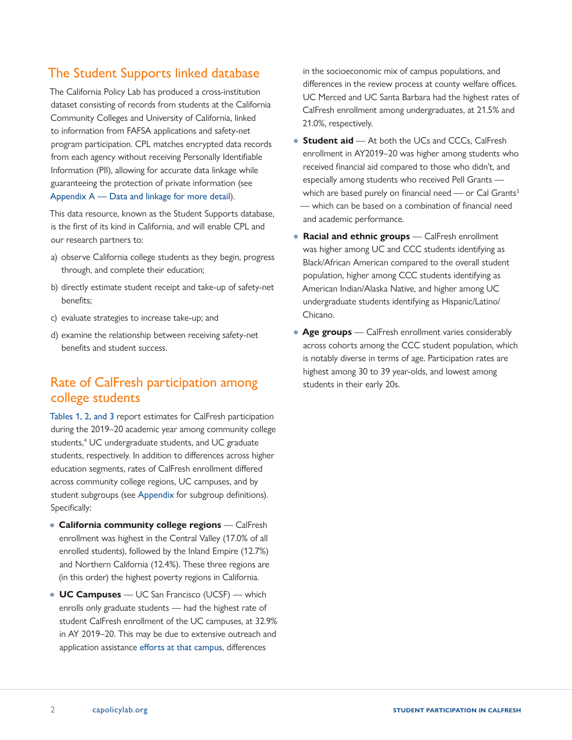## The Student Supports linked database

The California Policy Lab has produced a cross-institution dataset consisting of records from students at the California Community Colleges and University of California, linked to information from FAFSA applications and safety-net program participation. CPL matches encrypted data records from each agency without receiving Personally Identifiable Information (PII), allowing for accurate data linkage while guaranteeing the protection of private information (see Appendix A — Data and linkage for more detail).

This data resource, known as the Student Supports database, is the first of its kind in California, and will enable CPL and our research partners to:

a) observe California college students as they begin, progress through, and complete their education;

b) directly estimate student receipt and take-up of safety-net benefits;

c) evaluate strategies to increase take-up; and

d) examine the relationship between receiving safety-net benefits and student success.

## Rate of CalFresh participation among college students

Tables 1, 2, and 3 report estimates for CalFresh participation during the 2019–20 academic year among community college students,[4] UC undergraduate students, and UC graduate students, respectively. In addition to differences across higher education segments, rates of CalFresh enrollment differed across community college regions, UC campuses, and by student subgroups (see Appendix for subgroup definitions). Specifically:

- **California community college regions** — CalFresh enrollment was highest in the Central Valley (17.0% of all enrolled students), followed by the Inland Empire (12.7%) and Northern California (12.4%). These three regions are (in this order) the highest poverty regions in California.
- **UC Campuses** — UC San Francisco (UCSF) — which enrolls only graduate students — had the highest rate of student CalFresh enrollment of the UC campuses, at 32.9% in AY 2019–20. This may be due to extensive outreach and application assistance efforts at that campus, differences in the socioeconomic mix of campus populations, and differences in the review process at county welfare offices. UC Merced and UC Santa Barbara had the highest rates of CalFresh enrollment among undergraduates, at 21.5% and 21.0%, respectively.
- **Student aid** — At both the UCs and CCCs, CalFresh enrollment in AY2019–20 was higher among students who received financial aid compared to those who didn't, and especially among students who received Pell Grants — which are based purely on financial need — or Cal Grants[5] — which can be based on a combination of financial need and academic performance.
- **Racial and ethnic groups** — CalFresh enrollment was higher among UC and CCC students identifying as Black/African American compared to the overall student population, higher among CCC students identifying as American Indian/Alaska Native, and higher among UC undergraduate students identifying as Hispanic/Latino/Chicano.
- **Age groups** — CalFresh enrollment varies considerably across cohorts among the CCC student population, which is notably diverse in terms of age. Participation rates are highest among 30 to 39 year-olds, and lowest among students in their early 20s.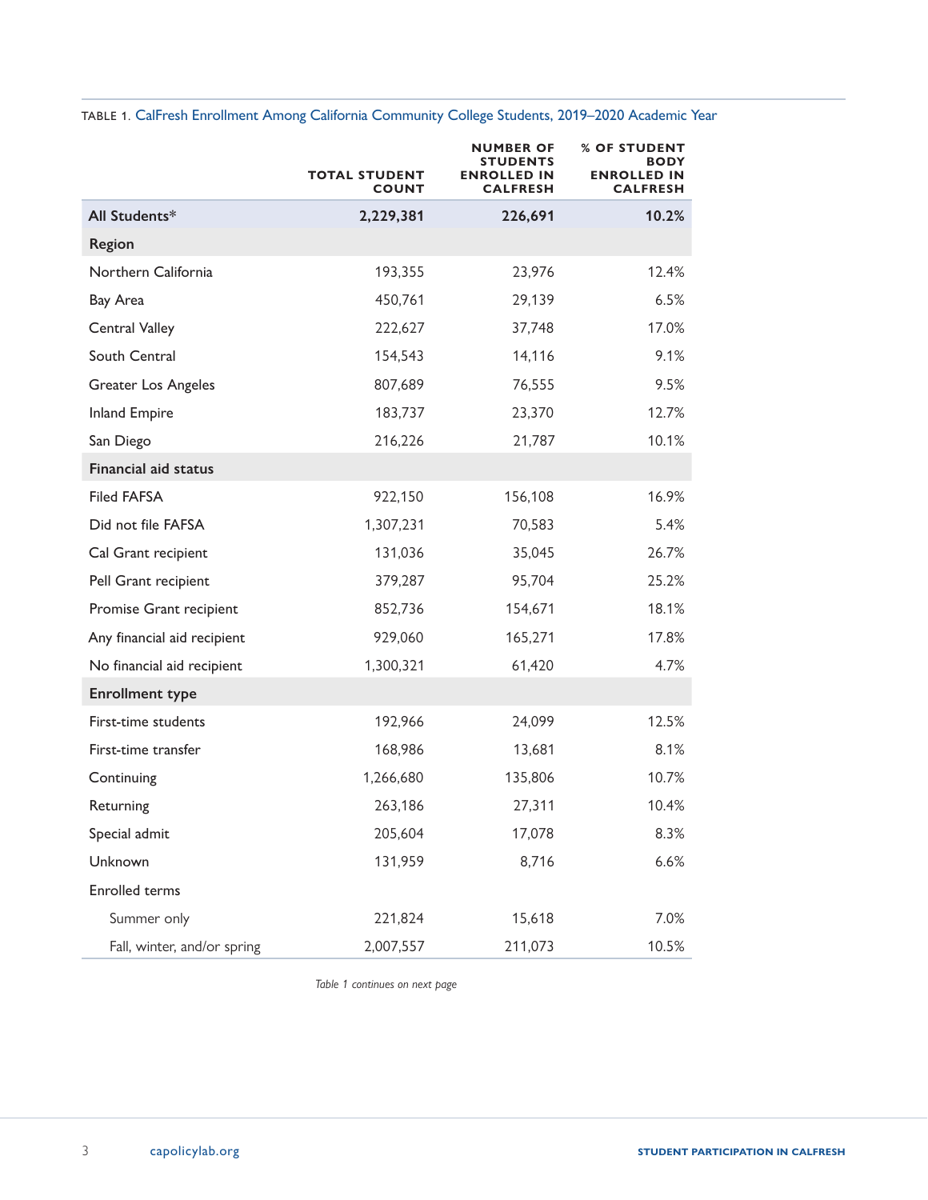TABLE 1. CalFresh Enrollment Among California Community College Students, 2019–2020 Academic Year

| | TOTAL STUDENT COUNT | NUMBER OF STUDENTS ENROLLED IN CALFRESH | % OF STUDENT BODY ENROLLED IN CALFRESH |
|---|---|---|---|
| **All Students*** | **2,229,381** | **226,691** | **10.2%** |
| **Region** | | | |
| Northern California | 193,355 | 23,976 | 12.4% |
| Bay Area | 450,761 | 29,139 | 6.5% |
| Central Valley | 222,627 | 37,748 | 17.0% |
| South Central | 154,543 | 14,116 | 9.1% |
| Greater Los Angeles | 807,689 | 76,555 | 9.5% |
| Inland Empire | 183,737 | 23,370 | 12.7% |
| San Diego | 216,226 | 21,787 | 10.1% |
| **Financial aid status** | | | |
| Filed FAFSA | 922,150 | 156,108 | 16.9% |
| Did not file FAFSA | 1,307,231 | 70,583 | 5.4% |
| Cal Grant recipient | 131,036 | 35,045 | 26.7% |
| Pell Grant recipient | 379,287 | 95,704 | 25.2% |
| Promise Grant recipient | 852,736 | 154,671 | 18.1% |
| Any financial aid recipient | 929,060 | 165,271 | 17.8% |
| No financial aid recipient | 1,300,321 | 61,420 | 4.7% |
| **Enrollment type** | | | |
| First-time students | 192,966 | 24,099 | 12.5% |
| First-time transfer | 168,986 | 13,681 | 8.1% |
| Continuing | 1,266,680 | 135,806 | 10.7% |
| Returning | 263,186 | 27,311 | 10.4% |
| Special admit | 205,604 | 17,078 | 8.3% |
| Unknown | 131,959 | 8,716 | 6.6% |
| Enrolled terms | | | |
| Summer only | 221,824 | 15,618 | 7.0% |
| Fall, winter, and/or spring | 2,007,557 | 211,073 | 10.5% |

*Table 1 continues on next page*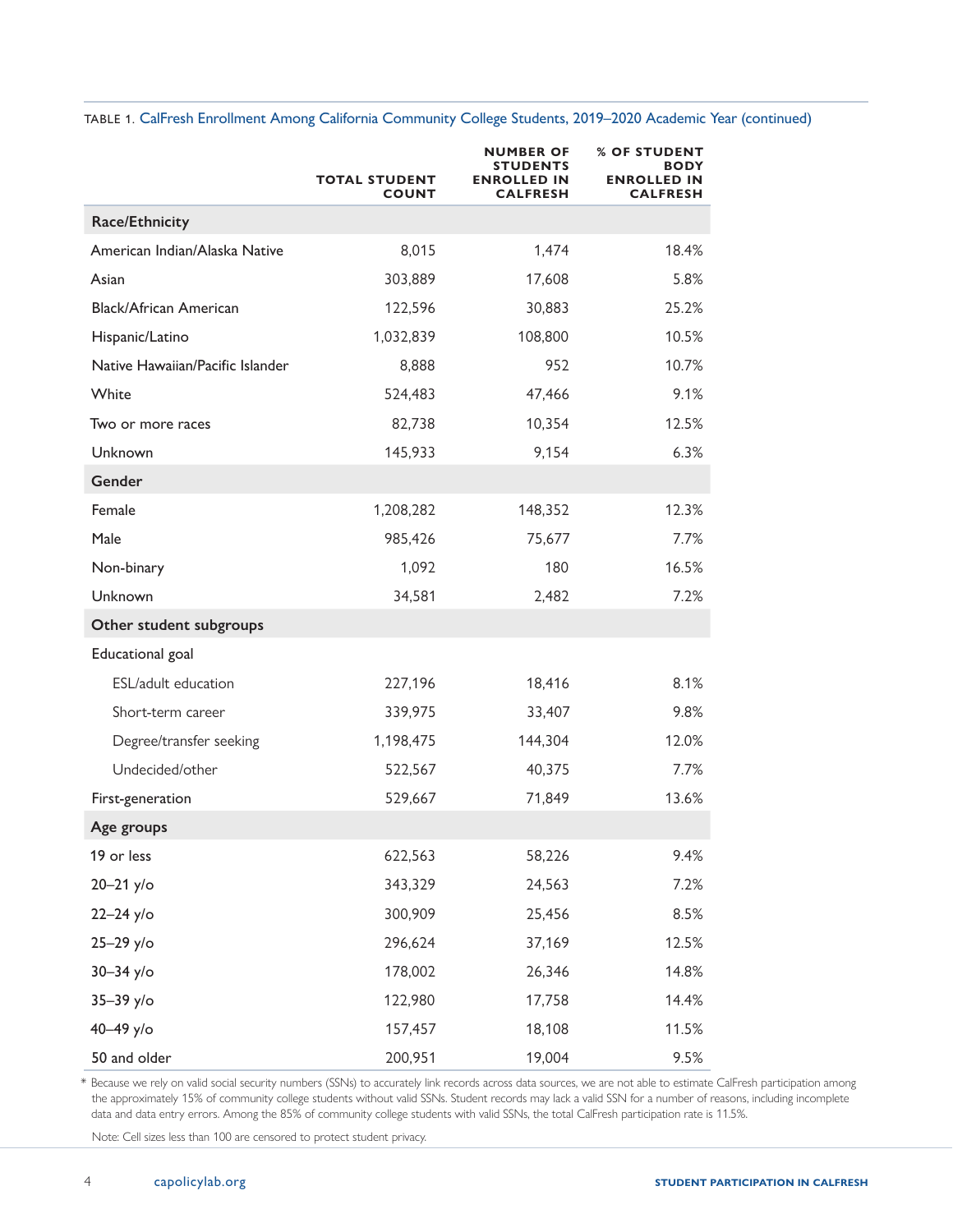TABLE 1. CalFresh Enrollment Among California Community College Students, 2019–2020 Academic Year (continued)

| | TOTAL STUDENT COUNT | NUMBER OF STUDENTS ENROLLED IN CALFRESH | % OF STUDENT BODY ENROLLED IN CALFRESH |
|---|---|---|---|
| **Race/Ethnicity** | | | |
| American Indian/Alaska Native | 8,015 | 1,474 | 18.4% |
| Asian | 303,889 | 17,608 | 5.8% |
| Black/African American | 122,596 | 30,883 | 25.2% |
| Hispanic/Latino | 1,032,839 | 108,800 | 10.5% |
| Native Hawaiian/Pacific Islander | 8,888 | 952 | 10.7% |
| White | 524,483 | 47,466 | 9.1% |
| Two or more races | 82,738 | 10,354 | 12.5% |
| Unknown | 145,933 | 9,154 | 6.3% |
| **Gender** | | | |
| Female | 1,208,282 | 148,352 | 12.3% |
| Male | 985,426 | 75,677 | 7.7% |
| Non-binary | 1,092 | 180 | 16.5% |
| Unknown | 34,581 | 2,482 | 7.2% |
| **Other student subgroups** | | | |
| Educational goal | | | |
| ESL/adult education | 227,196 | 18,416 | 8.1% |
| Short-term career | 339,975 | 33,407 | 9.8% |
| Degree/transfer seeking | 1,198,475 | 144,304 | 12.0% |
| Undecided/other | 522,567 | 40,375 | 7.7% |
| First-generation | 529,667 | 71,849 | 13.6% |
| **Age groups** | | | |
| 19 or less | 622,563 | 58,226 | 9.4% |
| 20–21 y/o | 343,329 | 24,563 | 7.2% |
| 22–24 y/o | 300,909 | 25,456 | 8.5% |
| 25–29 y/o | 296,624 | 37,169 | 12.5% |
| 30–34 y/o | 178,002 | 26,346 | 14.8% |
| 35–39 y/o | 122,980 | 17,758 | 14.4% |
| 40–49 y/o | 157,457 | 18,108 | 11.5% |
| 50 and older | 200,951 | 19,004 | 9.5% |

* Because we rely on valid social security numbers (SSNs) to accurately link records across data sources, we are not able to estimate CalFresh participation among the approximately 15% of community college students without valid SSNs. Student records may lack a valid SSN for a number of reasons, including incomplete data and data entry errors. Among the 85% of community college students with valid SSNs, the total CalFresh participation rate is 11.5%.

Note: Cell sizes less than 100 are censored to protect student privacy.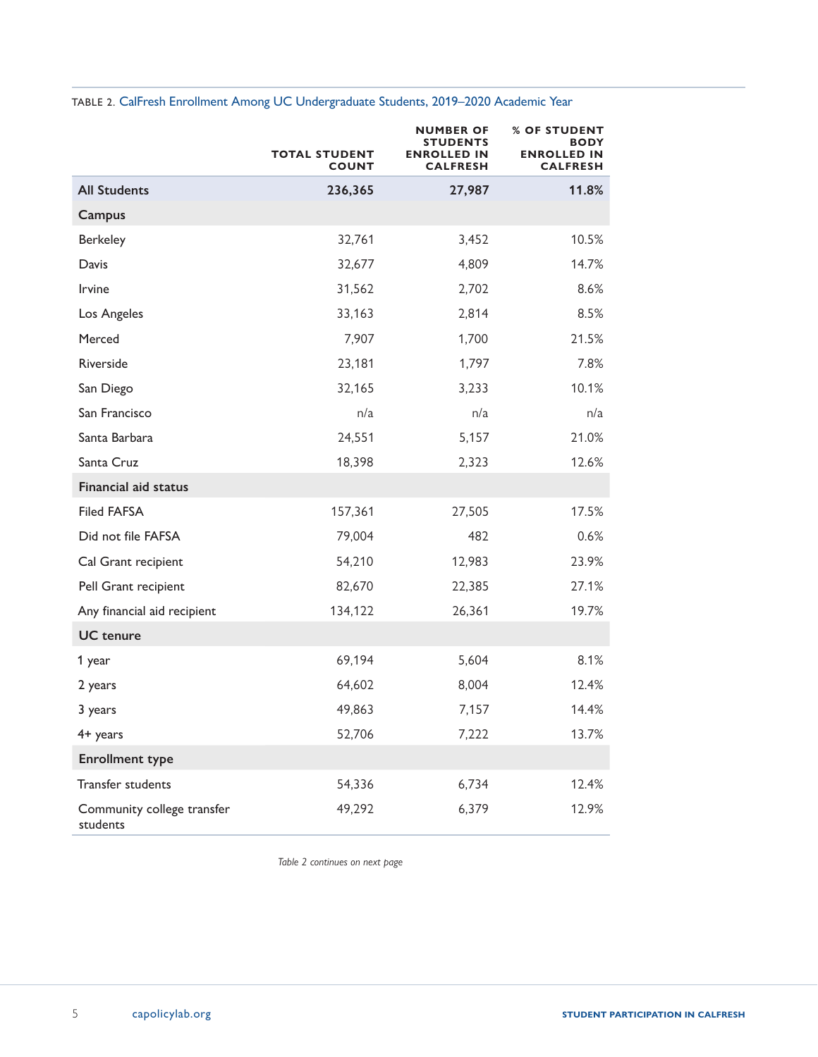TABLE 2. CalFresh Enrollment Among UC Undergraduate Students, 2019–2020 Academic Year

| | TOTAL STUDENT COUNT | NUMBER OF STUDENTS ENROLLED IN CALFRESH | % OF STUDENT BODY ENROLLED IN CALFRESH |
|---|---|---|---|
| **All Students** | **236,365** | **27,987** | **11.8%** |
| **Campus** | | | |
| Berkeley | 32,761 | 3,452 | 10.5% |
| Davis | 32,677 | 4,809 | 14.7% |
| Irvine | 31,562 | 2,702 | 8.6% |
| Los Angeles | 33,163 | 2,814 | 8.5% |
| Merced | 7,907 | 1,700 | 21.5% |
| Riverside | 23,181 | 1,797 | 7.8% |
| San Diego | 32,165 | 3,233 | 10.1% |
| San Francisco | n/a | n/a | n/a |
| Santa Barbara | 24,551 | 5,157 | 21.0% |
| Santa Cruz | 18,398 | 2,323 | 12.6% |
| **Financial aid status** | | | |
| Filed FAFSA | 157,361 | 27,505 | 17.5% |
| Did not file FAFSA | 79,004 | 482 | 0.6% |
| Cal Grant recipient | 54,210 | 12,983 | 23.9% |
| Pell Grant recipient | 82,670 | 22,385 | 27.1% |
| Any financial aid recipient | 134,122 | 26,361 | 19.7% |
| **UC tenure** | | | |
| 1 year | 69,194 | 5,604 | 8.1% |
| 2 years | 64,602 | 8,004 | 12.4% |
| 3 years | 49,863 | 7,157 | 14.4% |
| 4+ years | 52,706 | 7,222 | 13.7% |
| **Enrollment type** | | | |
| Transfer students | 54,336 | 6,734 | 12.4% |
| Community college transfer students | 49,292 | 6,379 | 12.9% |

*Table 2 continues on next page*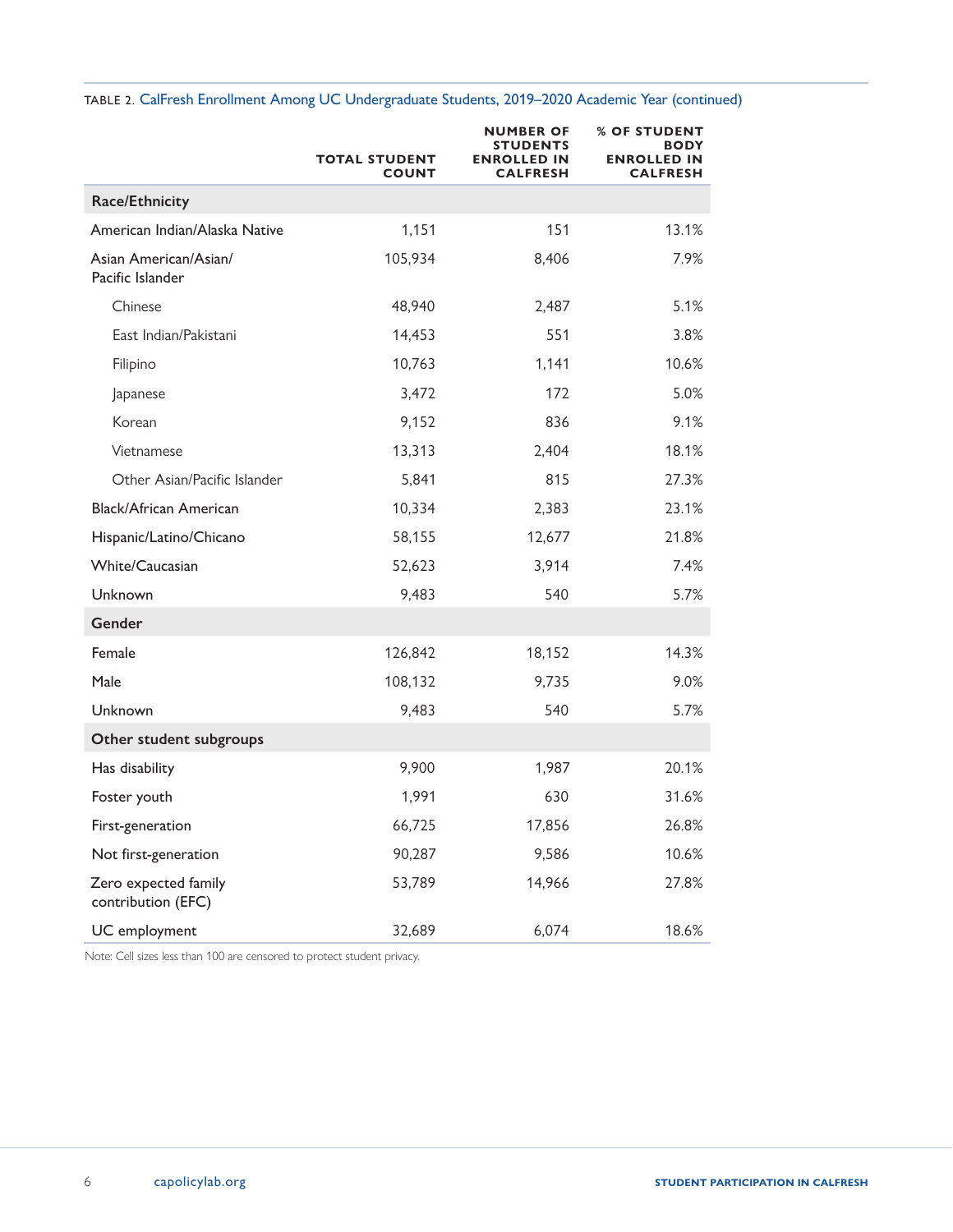TABLE 2. CalFresh Enrollment Among UC Undergraduate Students, 2019–2020 Academic Year (continued)

| | TOTAL STUDENT COUNT | NUMBER OF STUDENTS ENROLLED IN CALFRESH | % OF STUDENT BODY ENROLLED IN CALFRESH |
|---|---|---|---|
| **Race/Ethnicity** | | | |
| American Indian/Alaska Native | 1,151 | 151 | 13.1% |
| Asian American/Asian/ Pacific Islander | 105,934 | 8,406 | 7.9% |
| Chinese | 48,940 | 2,487 | 5.1% |
| East Indian/Pakistani | 14,453 | 551 | 3.8% |
| Filipino | 10,763 | 1,141 | 10.6% |
| Japanese | 3,472 | 172 | 5.0% |
| Korean | 9,152 | 836 | 9.1% |
| Vietnamese | 13,313 | 2,404 | 18.1% |
| Other Asian/Pacific Islander | 5,841 | 815 | 27.3% |
| Black/African American | 10,334 | 2,383 | 23.1% |
| Hispanic/Latino/Chicano | 58,155 | 12,677 | 21.8% |
| White/Caucasian | 52,623 | 3,914 | 7.4% |
| Unknown | 9,483 | 540 | 5.7% |
| **Gender** | | | |
| Female | 126,842 | 18,152 | 14.3% |
| Male | 108,132 | 9,735 | 9.0% |
| Unknown | 9,483 | 540 | 5.7% |
| **Other student subgroups** | | | |
| Has disability | 9,900 | 1,987 | 20.1% |
| Foster youth | 1,991 | 630 | 31.6% |
| First-generation | 66,725 | 17,856 | 26.8% |
| Not first-generation | 90,287 | 9,586 | 10.6% |
| Zero expected family contribution (EFC) | 53,789 | 14,966 | 27.8% |
| UC employment | 32,689 | 6,074 | 18.6% |

Note: Cell sizes less than 100 are censored to protect student privacy.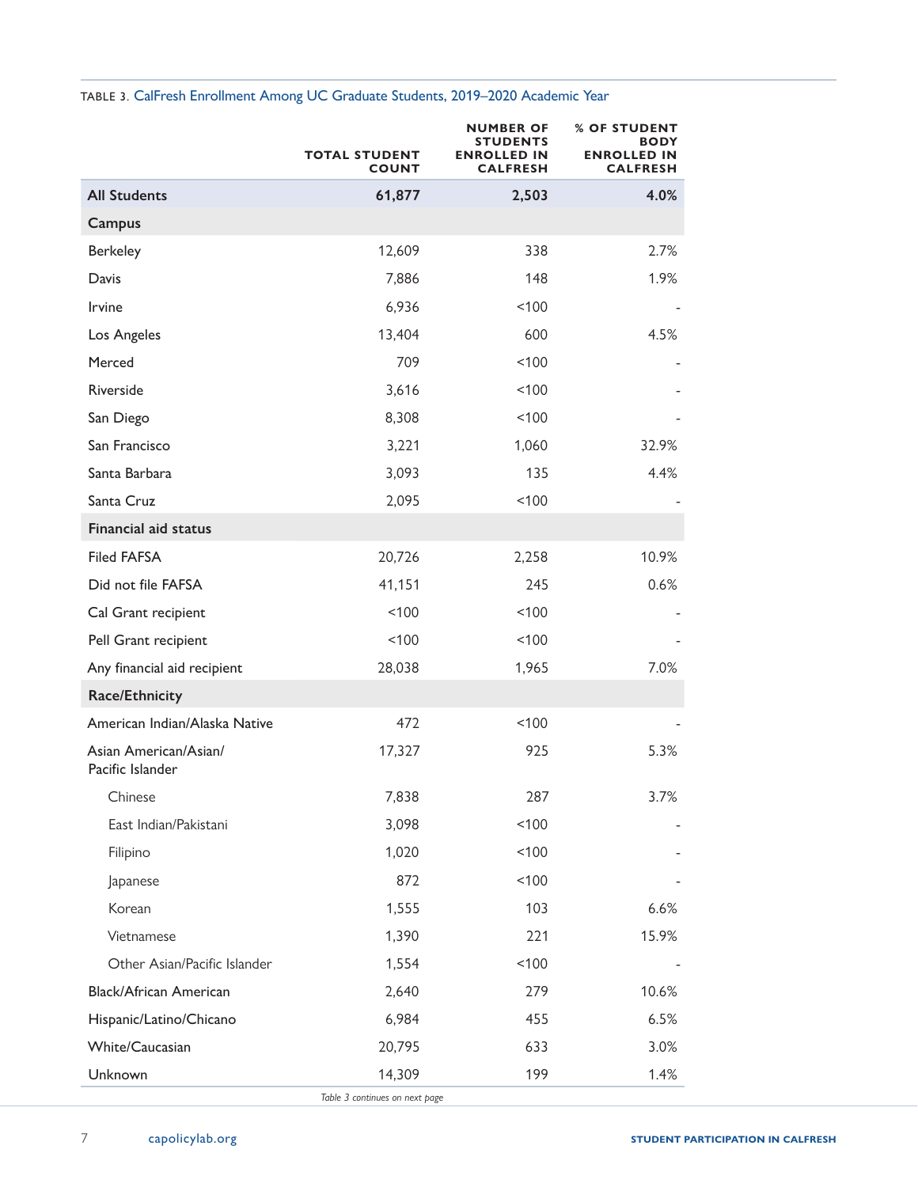TABLE 3. CalFresh Enrollment Among UC Graduate Students, 2019–2020 Academic Year

| | TOTAL STUDENT COUNT | NUMBER OF STUDENTS ENROLLED IN CALFRESH | % OF STUDENT BODY ENROLLED IN CALFRESH |
|---|---|---|---|
| **All Students** | **61,877** | **2,503** | **4.0%** |
| **Campus** | | | |
| Berkeley | 12,609 | 338 | 2.7% |
| Davis | 7,886 | 148 | 1.9% |
| Irvine | 6,936 | <100 | - |
| Los Angeles | 13,404 | 600 | 4.5% |
| Merced | 709 | <100 | - |
| Riverside | 3,616 | <100 | - |
| San Diego | 8,308 | <100 | - |
| San Francisco | 3,221 | 1,060 | 32.9% |
| Santa Barbara | 3,093 | 135 | 4.4% |
| Santa Cruz | 2,095 | <100 | - |
| **Financial aid status** | | | |
| Filed FAFSA | 20,726 | 2,258 | 10.9% |
| Did not file FAFSA | 41,151 | 245 | 0.6% |
| Cal Grant recipient | <100 | <100 | - |
| Pell Grant recipient | <100 | <100 | - |
| Any financial aid recipient | 28,038 | 1,965 | 7.0% |
| **Race/Ethnicity** | | | |
| American Indian/Alaska Native | 472 | <100 | - |
| Asian American/Asian/ Pacific Islander | 17,327 | 925 | 5.3% |
| Chinese | 7,838 | 287 | 3.7% |
| East Indian/Pakistani | 3,098 | <100 | - |
| Filipino | 1,020 | <100 | - |
| Japanese | 872 | <100 | - |
| Korean | 1,555 | 103 | 6.6% |
| Vietnamese | 1,390 | 221 | 15.9% |
| Other Asian/Pacific Islander | 1,554 | <100 | - |
| Black/African American | 2,640 | 279 | 10.6% |
| Hispanic/Latino/Chicano | 6,984 | 455 | 6.5% |
| White/Caucasian | 20,795 | 633 | 3.0% |
| Unknown | 14,309 | 199 | 1.4% |

*Table 3 continues on next page*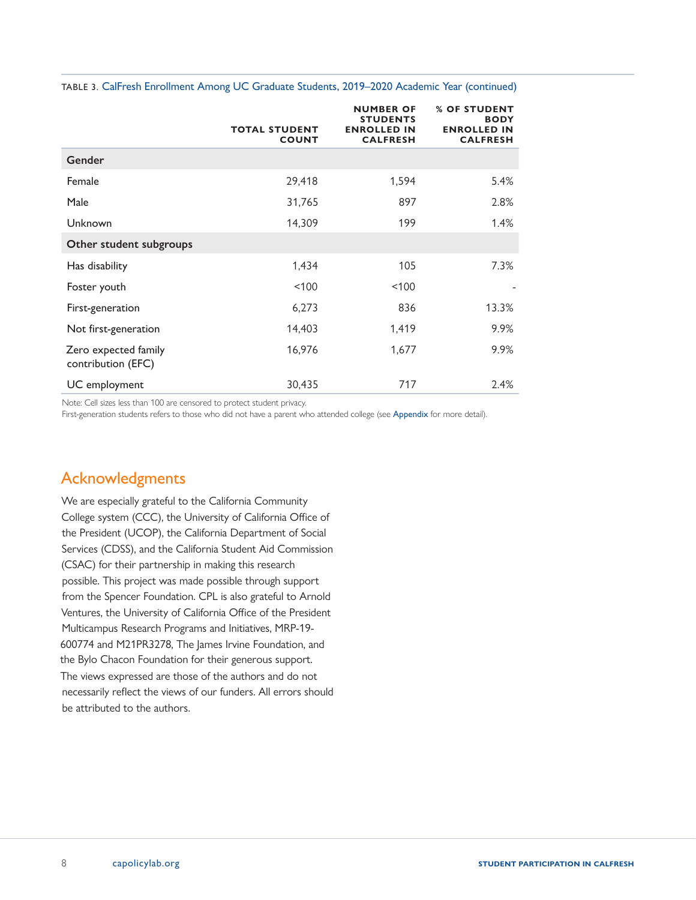TABLE 3. CalFresh Enrollment Among UC Graduate Students, 2019–2020 Academic Year (continued)

| | TOTAL STUDENT COUNT | NUMBER OF STUDENTS ENROLLED IN CALFRESH | % OF STUDENT BODY ENROLLED IN CALFRESH |
|---|---|---|---|
| **Gender** | | | |
| Female | 29,418 | 1,594 | 5.4% |
| Male | 31,765 | 897 | 2.8% |
| Unknown | 14,309 | 199 | 1.4% |
| **Other student subgroups** | | | |
| Has disability | 1,434 | 105 | 7.3% |
| Foster youth | <100 | <100 | - |
| First-generation | 6,273 | 836 | 13.3% |
| Not first-generation | 14,403 | 1,419 | 9.9% |
| Zero expected family contribution (EFC) | 16,976 | 1,677 | 9.9% |
| UC employment | 30,435 | 717 | 2.4% |

Note: Cell sizes less than 100 are censored to protect student privacy.
First-generation students refers to those who did not have a parent who attended college (see Appendix for more detail).

## Acknowledgments

We are especially grateful to the California Community College system (CCC), the University of California Office of the President (UCOP), the California Department of Social Services (CDSS), and the California Student Aid Commission (CSAC) for their partnership in making this research possible. This project was made possible through support from the Spencer Foundation. CPL is also grateful to Arnold Ventures, the University of California Office of the President Multicampus Research Programs and Initiatives, MRP-19-600774 and M21PR3278, The James Irvine Foundation, and the Bylo Chacon Foundation for their generous support. The views expressed are those of the authors and do not necessarily reflect the views of our funders. All errors should be attributed to the authors.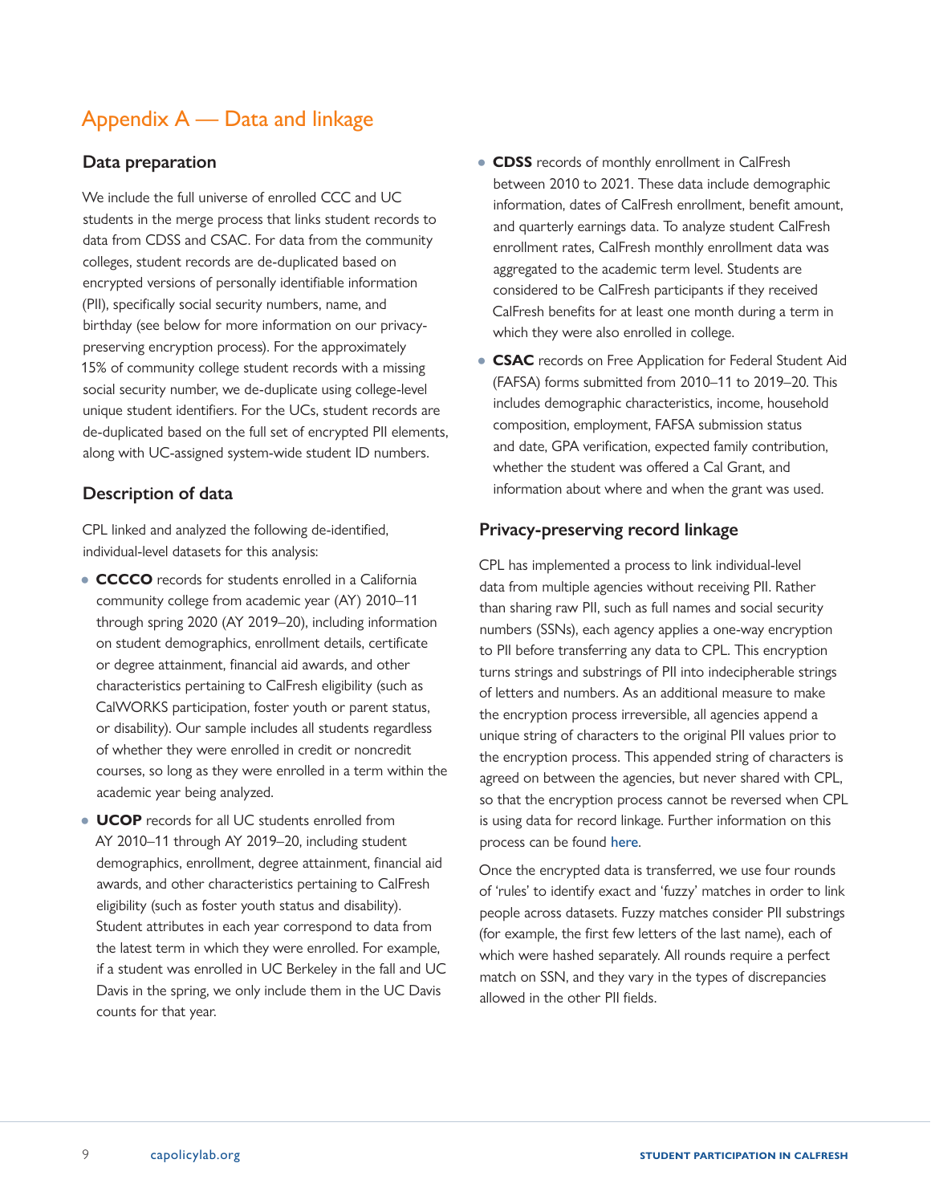# Appendix A — Data and linkage

## Data preparation

We include the full universe of enrolled CCC and UC students in the merge process that links student records to data from CDSS and CSAC. For data from the community colleges, student records are de-duplicated based on encrypted versions of personally identifiable information (PII), specifically social security numbers, name, and birthday (see below for more information on our privacy-preserving encryption process). For the approximately 15% of community college student records with a missing social security number, we de-duplicate using college-level unique student identifiers. For the UCs, student records are de-duplicated based on the full set of encrypted PII elements, along with UC-assigned system-wide student ID numbers.

## Description of data

CPL linked and analyzed the following de-identified, individual-level datasets for this analysis:

- **CCCCO** records for students enrolled in a California community college from academic year (AY) 2010–11 through spring 2020 (AY 2019–20), including information on student demographics, enrollment details, certificate or degree attainment, financial aid awards, and other characteristics pertaining to CalFresh eligibility (such as CalWORKS participation, foster youth or parent status, or disability). Our sample includes all students regardless of whether they were enrolled in credit or noncredit courses, so long as they were enrolled in a term within the academic year being analyzed.
- **UCOP** records for all UC students enrolled from AY 2010–11 through AY 2019–20, including student demographics, enrollment, degree attainment, financial aid awards, and other characteristics pertaining to CalFresh eligibility (such as foster youth status and disability). Student attributes in each year correspond to data from the latest term in which they were enrolled. For example, if a student was enrolled in UC Berkeley in the fall and UC Davis in the spring, we only include them in the UC Davis counts for that year.
- **CDSS** records of monthly enrollment in CalFresh between 2010 to 2021. These data include demographic information, dates of CalFresh enrollment, benefit amount, and quarterly earnings data. To analyze student CalFresh enrollment rates, CalFresh monthly enrollment data was aggregated to the academic term level. Students are considered to be CalFresh participants if they received CalFresh benefits for at least one month during a term in which they were also enrolled in college.
- **CSAC** records on Free Application for Federal Student Aid (FAFSA) forms submitted from 2010–11 to 2019–20. This includes demographic characteristics, income, household composition, employment, FAFSA submission status and date, GPA verification, expected family contribution, whether the student was offered a Cal Grant, and information about where and when the grant was used.

## Privacy-preserving record linkage

CPL has implemented a process to link individual-level data from multiple agencies without receiving PII. Rather than sharing raw PII, such as full names and social security numbers (SSNs), each agency applies a one-way encryption to PII before transferring any data to CPL. This encryption turns strings and substrings of PII into indecipherable strings of letters and numbers. As an additional measure to make the encryption process irreversible, all agencies append a unique string of characters to the original PII values prior to the encryption process. This appended string of characters is agreed on between the agencies, but never shared with CPL, so that the encryption process cannot be reversed when CPL is using data for record linkage. Further information on this process can be found here.

Once the encrypted data is transferred, we use four rounds of 'rules' to identify exact and 'fuzzy' matches in order to link people across datasets. Fuzzy matches consider PII substrings (for example, the first few letters of the last name), each of which were hashed separately. All rounds require a perfect match on SSN, and they vary in the types of discrepancies allowed in the other PII fields.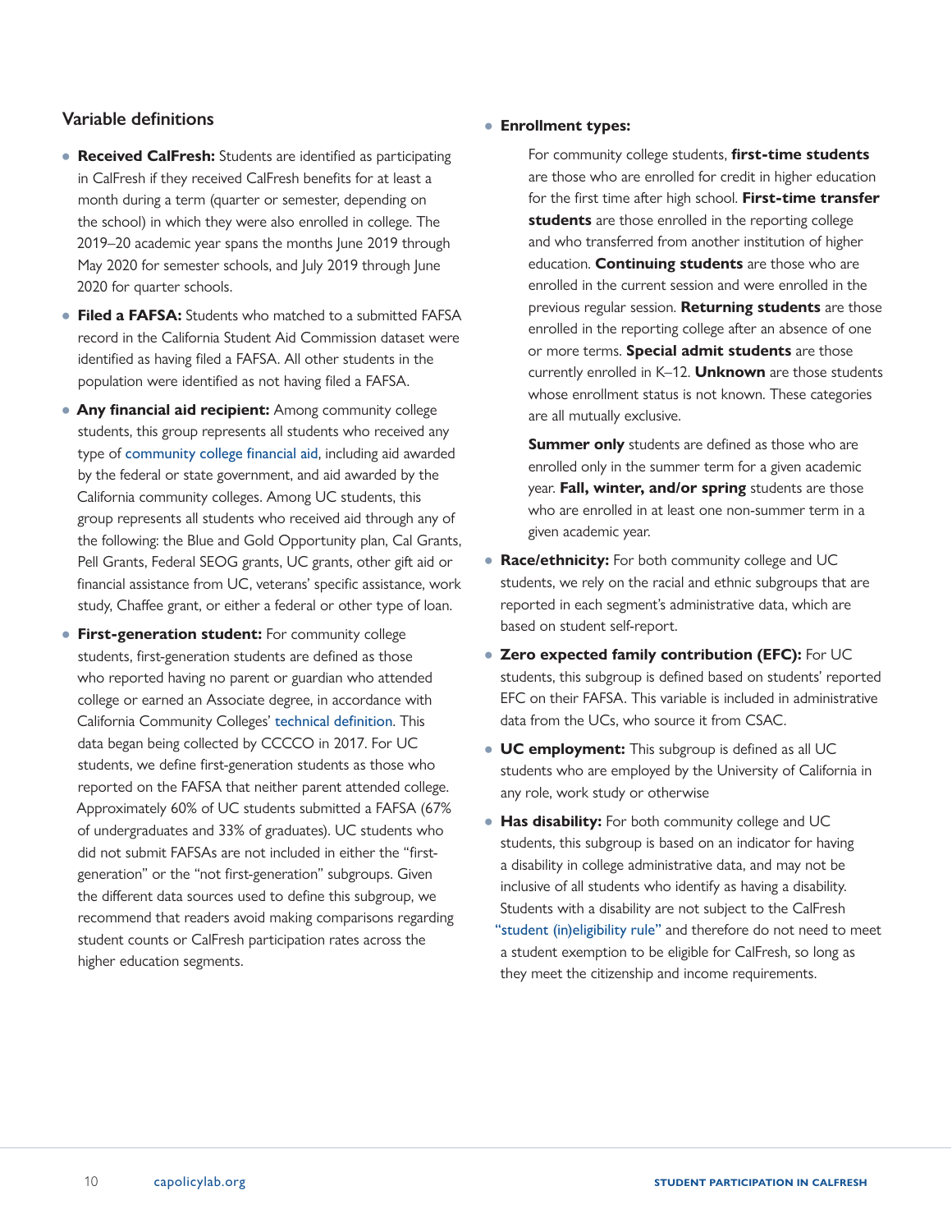## Variable definitions

- **Received CalFresh:** Students are identified as participating in CalFresh if they received CalFresh benefits for at least a month during a term (quarter or semester, depending on the school) in which they were also enrolled in college. The 2019–20 academic year spans the months June 2019 through May 2020 for semester schools, and July 2019 through June 2020 for quarter schools.
- **Filed a FAFSA:** Students who matched to a submitted FAFSA record in the California Student Aid Commission dataset were identified as having filed a FAFSA. All other students in the population were identified as not having filed a FAFSA.
- **Any financial aid recipient:** Among community college students, this group represents all students who received any type of community college financial aid, including aid awarded by the federal or state government, and aid awarded by the California community colleges. Among UC students, this group represents all students who received aid through any of the following: the Blue and Gold Opportunity plan, Cal Grants, Pell Grants, Federal SEOG grants, UC grants, other gift aid or financial assistance from UC, veterans' specific assistance, work study, Chaffee grant, or either a federal or other type of loan.
- **First-generation student:** For community college students, first-generation students are defined as those who reported having no parent or guardian who attended college or earned an Associate degree, in accordance with California Community Colleges' technical definition. This data began being collected by CCCCO in 2017. For UC students, we define first-generation students as those who reported on the FAFSA that neither parent attended college. Approximately 60% of UC students submitted a FAFSA (67% of undergraduates and 33% of graduates). UC students who did not submit FAFSAs are not included in either the "first-generation" or the "not first-generation" subgroups. Given the different data sources used to define this subgroup, we recommend that readers avoid making comparisons regarding student counts or CalFresh participation rates across the higher education segments.
- **Enrollment types:**

  For community college students, **first-time students** are those who are enrolled for credit in higher education for the first time after high school. **First-time transfer students** are those enrolled in the reporting college and who transferred from another institution of higher education. **Continuing students** are those who are enrolled in the current session and were enrolled in the previous regular session. **Returning students** are those enrolled in the reporting college after an absence of one or more terms. **Special admit students** are those currently enrolled in K–12. **Unknown** are those students whose enrollment status is not known. These categories are all mutually exclusive.

  **Summer only** students are defined as those who are enrolled only in the summer term for a given academic year. **Fall, winter, and/or spring** students are those who are enrolled in at least one non-summer term in a given academic year.
- **Race/ethnicity:** For both community college and UC students, we rely on the racial and ethnic subgroups that are reported in each segment's administrative data, which are based on student self-report.
- **Zero expected family contribution (EFC):** For UC students, this subgroup is defined based on students' reported EFC on their FAFSA. This variable is included in administrative data from the UCs, who source it from CSAC.
- **UC employment:** This subgroup is defined as all UC students who are employed by the University of California in any role, work study or otherwise
- **Has disability:** For both community college and UC students, this subgroup is based on an indicator for having a disability in college administrative data, and may not be inclusive of all students who identify as having a disability. Students with a disability are not subject to the CalFresh "student (in)eligibility rule" and therefore do not need to meet a student exemption to be eligible for CalFresh, so long as they meet the citizenship and income requirements.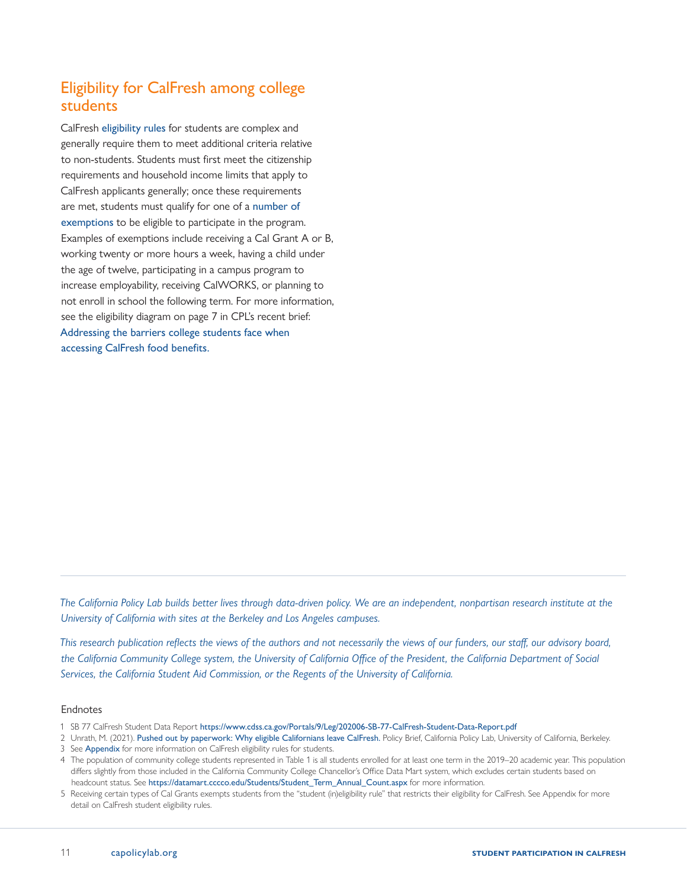## Eligibility for CalFresh among college students

CalFresh eligibility rules for students are complex and generally require them to meet additional criteria relative to non-students. Students must first meet the citizenship requirements and household income limits that apply to CalFresh applicants generally; once these requirements are met, students must qualify for one of a number of exemptions to be eligible to participate in the program. Examples of exemptions include receiving a Cal Grant A or B, working twenty or more hours a week, having a child under the age of twelve, participating in a campus program to increase employability, receiving CalWORKS, or planning to not enroll in school the following term. For more information, see the eligibility diagram on page 7 in CPL's recent brief: Addressing the barriers college students face when accessing CalFresh food benefits.

---

*The California Policy Lab builds better lives through data-driven policy. We are an independent, nonpartisan research institute at the University of California with sites at the Berkeley and Los Angeles campuses.*

*This research publication reflects the views of the authors and not necessarily the views of our funders, our staff, our advisory board, the California Community College system, the University of California Office of the President, the California Department of Social Services, the California Student Aid Commission, or the Regents of the University of California.*

### Endnotes

1. SB 77 CalFresh Student Data Report https://www.cdss.ca.gov/Portals/9/Leg/202006-SB-77-CalFresh-Student-Data-Report.pdf
2. Unrath, M. (2021). Pushed out by paperwork: Why eligible Californians leave CalFresh. Policy Brief, California Policy Lab, University of California, Berkeley.
3. See Appendix for more information on CalFresh eligibility rules for students.
4. The population of community college students represented in Table 1 is all students enrolled for at least one term in the 2019–20 academic year. This population differs slightly from those included in the California Community College Chancellor's Office Data Mart system, which excludes certain students based on headcount status. See https://datamart.cccco.edu/Students/Student_Term_Annual_Count.aspx for more information.
5. Receiving certain types of Cal Grants exempts students from the "student (in)eligibility rule" that restricts their eligibility for CalFresh. See Appendix for more detail on CalFresh student eligibility rules.